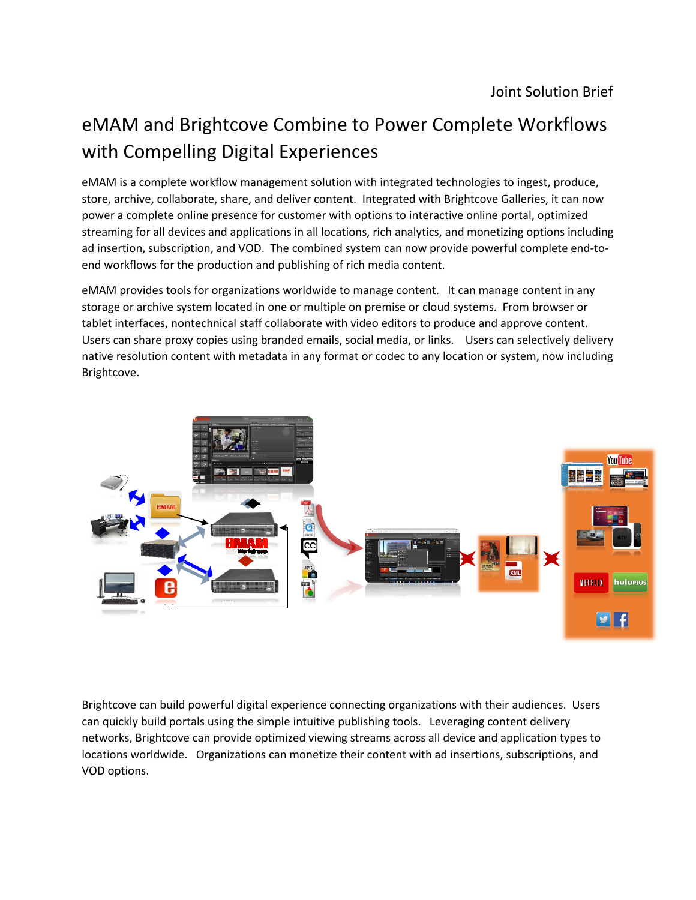Joint Solution Brief

# eMAM and Brightcove Combine to Power Complete Workflows with Compelling Digital Experiences

eMAM is a complete workflow management solution with integrated technologies to ingest, produce, store, archive, collaborate, share, and deliver content. Integrated with Brightcove Galleries, it can now power a complete online presence for customer with options to interactive online portal, optimized streaming for all devices and applications in all locations, rich analytics, and monetizing options including ad insertion, subscription, and VOD. The combined system can now provide powerful complete end-to-end workflows for the production and publishing of rich media content.

eMAM provides tools for organizations worldwide to manage content. It can manage content in any storage or archive system located in one or multiple on premise or cloud systems. From browser or tablet interfaces, nontechnical staff collaborate with video editors to produce and approve content. Users can share proxy copies using branded emails, social media, or links. Users can selectively delivery native resolution content with metadata in any format or codec to any location or system, now including Brightcove.

Brightcove can build powerful digital experience connecting organizations with their audiences. Users can quickly build portals using the simple intuitive publishing tools. Leveraging content delivery networks, Brightcove can provide optimized viewing streams across all device and application types to locations worldwide. Organizations can monetize their content with ad insertions, subscriptions, and VOD options.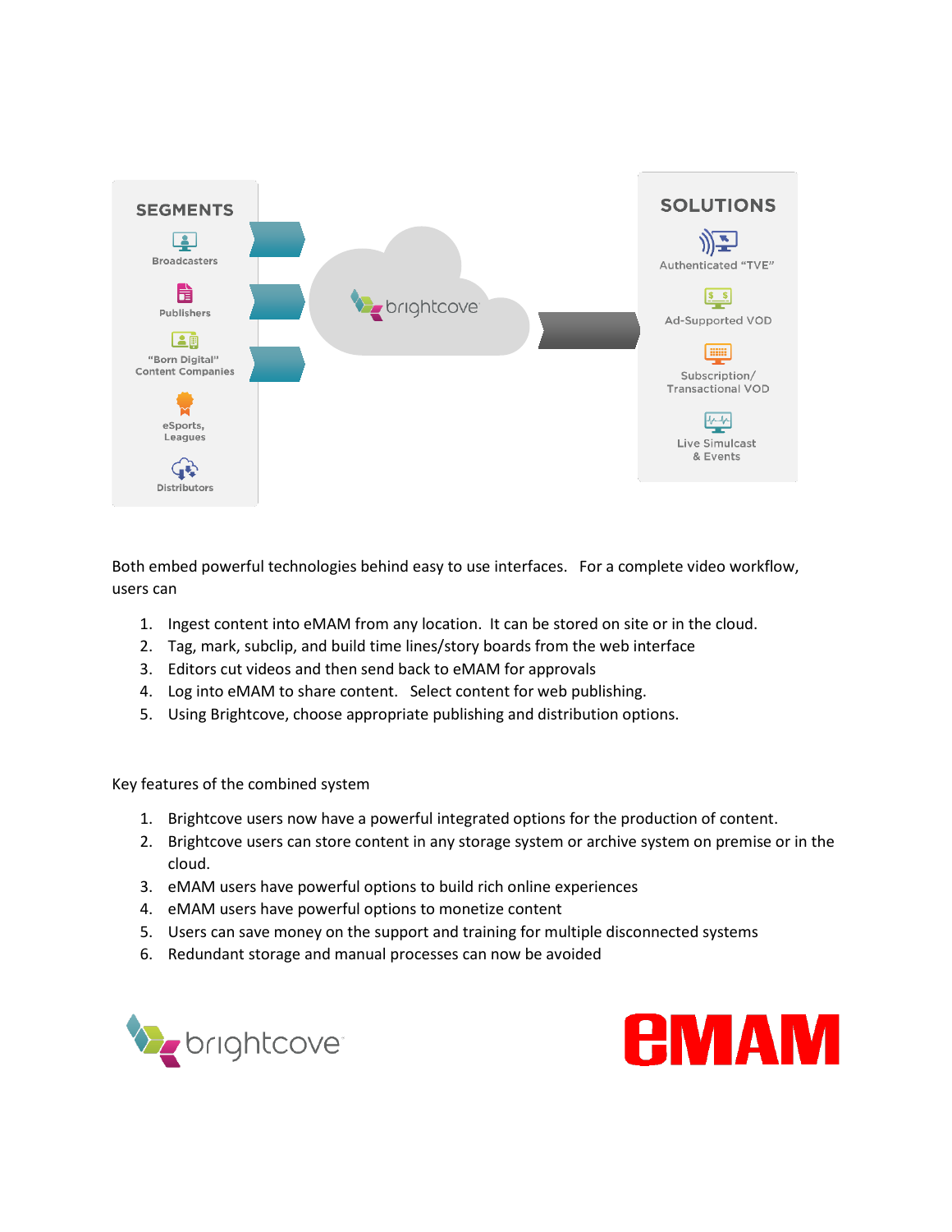SEGMENTS

Broadcasters

Publishers

"Born Digital" Content Companies

eSports, Leagues

Distributors

brightcove

SOLUTIONS

Authenticated "TVE"

Ad-Supported VOD

Subscription/ Transactional VOD

Live Simulcast & Events

Both embed powerful technologies behind easy to use interfaces. For a complete video workflow, users can

1. Ingest content into eMAM from any location. It can be stored on site or in the cloud.
2. Tag, mark, subclip, and build time lines/story boards from the web interface
3. Editors cut videos and then send back to eMAM for approvals
4. Log into eMAM to share content. Select content for web publishing.
5. Using Brightcove, choose appropriate publishing and distribution options.

Key features of the combined system

1. Brightcove users now have a powerful integrated options for the production of content.
2. Brightcove users can store content in any storage system or archive system on premise or in the cloud.
3. eMAM users have powerful options to build rich online experiences
4. eMAM users have powerful options to monetize content
5. Users can save money on the support and training for multiple disconnected systems
6. Redundant storage and manual processes can now be avoided

brightcove

eMAM